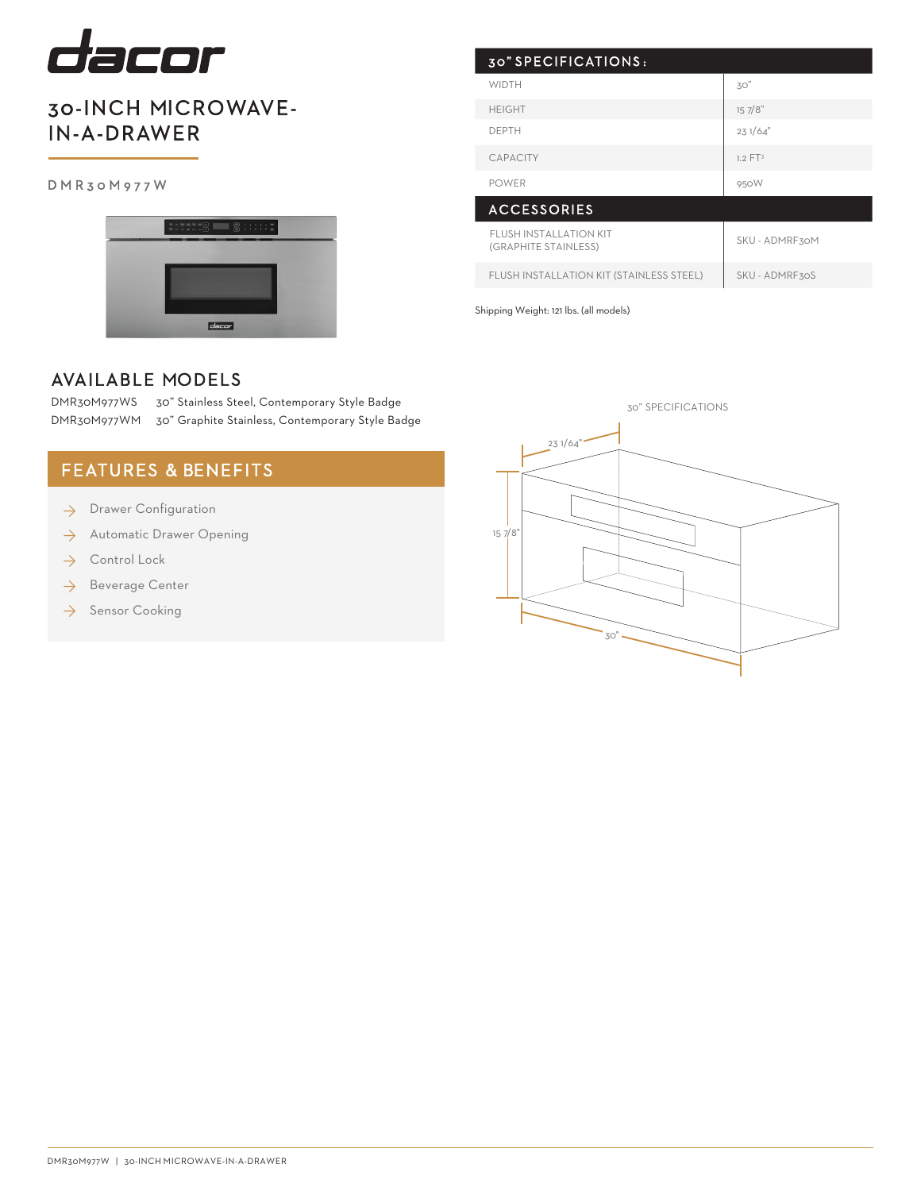# dacor

## 30-INCH MICROWAVE-IN-A-DRAWER

DMR30M977W

## AVAILABLE MODELS

DMR30M977WS  30" Stainless Steel, Contemporary Style Badge
DMR30M977WM  30" Graphite Stainless, Contemporary Style Badge

## FEATURES & BENEFITS

- Drawer Configuration
- Automatic Drawer Opening
- Control Lock
- Beverage Center
- Sensor Cooking

## 30" SPECIFICATIONS:

| | |
|---|---|
| WIDTH | 30" |
| HEIGHT | 15 7/8" |
| DEPTH | 23 1/64" |
| CAPACITY | 1.2 FT³ |
| POWER | 950W |

## ACCESSORIES

| | |
|---|---|
| FLUSH INSTALLATION KIT (GRAPHITE STAINLESS) | SKU - ADMRF30M |
| FLUSH INSTALLATION KIT (STAINLESS STEEL) | SKU - ADMRF30S |

Shipping Weight: 121 lbs. (all models)

30" SPECIFICATIONS

23 1/64"

15 7/8"

30"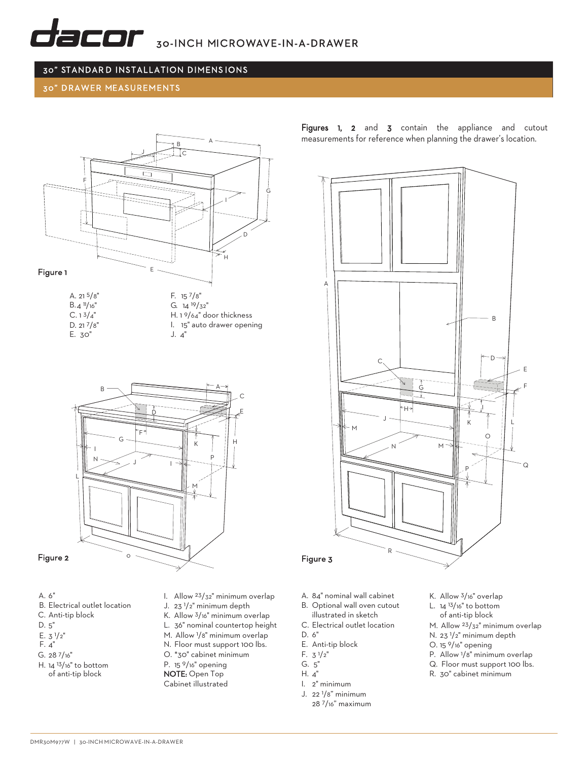# 30-INCH MICROWAVE-IN-A-DRAWER

## 30" STANDARD INSTALLATION DIMENSIONS

### 30" DRAWER MEASUREMENTS

**Figures 1, 2** and **3** contain the appliance and cutout measurements for reference when planning the drawer's location.

Figure 1

- A. 21 5/8"
- B. 4 11/16"
- C. 1 3/4"
- D. 21 7/8"
- E. 30"
- F. 15 7/8"
- G. 14 19/32"
- H. 1 9/64" door thickness
- I. 15" auto drawer opening
- J. 4"

Figure 2

- A. 6"
- B. Electrical outlet location
- C. Anti-tip block
- D. 5"
- E. 3 1/2"
- F. 4"
- G. 28 7/16"
- H. 14 13/16" to bottom of anti-tip block
- I. Allow 23/32" minimum overlap
- J. 23 1/2" minimum depth
- K. Allow 3/16" minimum overlap
- L. 36" nominal countertop height
- M. Allow 1/8" minimum overlap
- N. Floor must support 100 lbs.
- O. *30" cabinet minimum
- P. 15 9/16" opening

**NOTE:** Open Top Cabinet illustrated

Figure 3

- A. 84" nominal wall cabinet
- B. Optional wall oven cutout illustrated in sketch
- C. Electrical outlet location
- D. 6"
- E. Anti-tip block
- F. 3 1/2"
- G. 5"
- H. 4"
- I. 2" minimum
- J. 22 1/8" minimum 28 7/16" maximum
- K. Allow 3/16" overlap
- L. 14 13/16" to bottom of anti-tip block
- M. Allow 23/32" minimum overlap
- N. 23 1/2" minimum depth
- O. 15 9/16" opening
- P. Allow 1/8" minimum overlap
- Q. Floor must support 100 lbs.
- R. 30" cabinet minimum